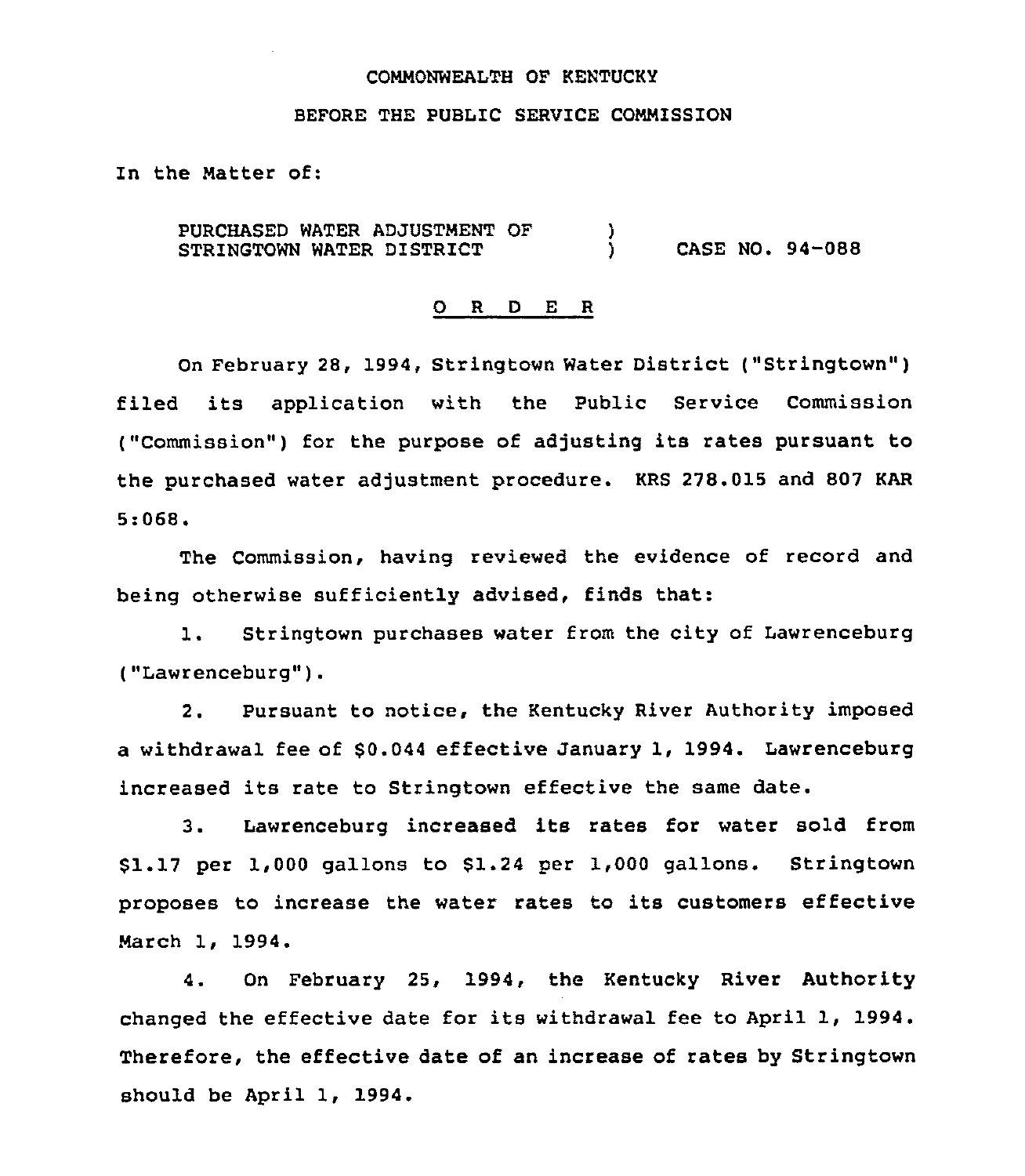COMMONWEALTH OF KENTUCKY

BEFORE THE PUBLIC SERVICE COMMISSION

In the Matter of:

PURCHASED WATER ADJUSTMENT OF STRINGTOWN WATER DISTRICT ) CASE NO. 94-088

# O R D E R

On February 28, 1994, Stringtown Water District ("Stringtown") filed its application with the Public Service Commission ("Commission") for the purpose of adjusting its rates pursuant to the purchased water adjustment procedure. KRS 278.015 and 807 KAR 5:068.

The Commission, having reviewed the evidence of record and being otherwise sufficiently advised, finds that:

1. Stringtown purchases water from the city of Lawrenceburg ("Lawrenceburg").

2. Pursuant to notice, the Kentucky River Authority imposed a withdrawal fee of $0.044 effective January 1, 1994. Lawrenceburg increased its rate to Stringtown effective the same date.

3. Lawrenceburg increased its rates for water sold from $1.17 per 1,000 gallons to $1.24 per 1,000 gallons. Stringtown proposes to increase the water rates to its customers effective March 1, 1994.

4. On February 25, 1994, the Kentucky River Authority changed the effective date for its withdrawal fee to April 1, 1994. Therefore, the effective date of an increase of rates by Stringtown should be April 1, 1994.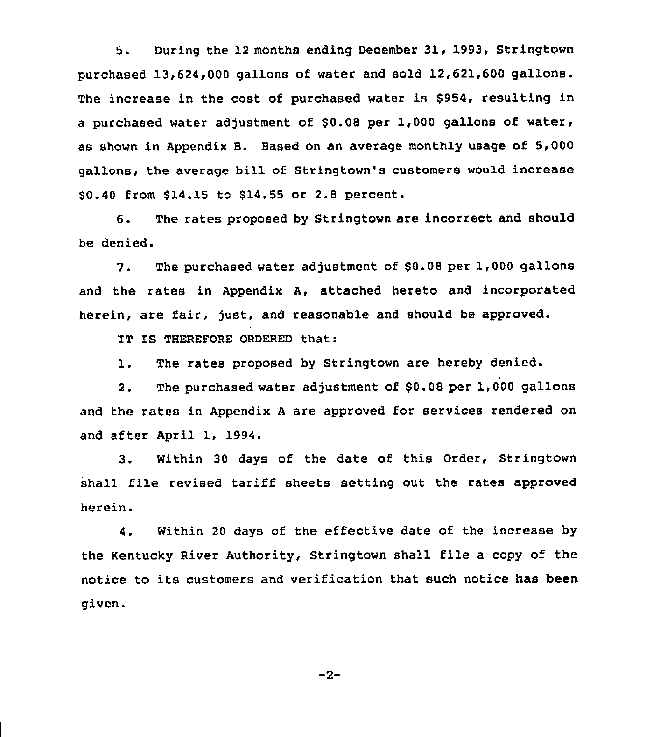5. During the 12 months ending December 31, 1993, Stringtown purchased 13,624,000 gallons of water and sold 12,621,600 gallons. The increase in the cost of purchased water is $954, resulting in a purchased water adjustment of $0.08 per 1,000 gallons of water, as shown in Appendix B. Based on an average monthly usage of 5,000 gallons, the average bill of Stringtown's customers would increase $0.40 from $14.15 to $14.55 or 2.8 percent.

6. The rates proposed by Stringtown are incorrect and should be denied.

7. The purchased water adjustment of $0.08 per 1,000 gallons and the rates in Appendix A, attached hereto and incorporated herein, are fair, just, and reasonable and should be approved.

IT IS THEREFORE ORDERED that:

1. The rates proposed by Stringtown are hereby denied.

2. The purchased water adjustment of $0.08 per 1,000 gallons and the rates in Appendix A are approved for services rendered on and after April 1, 1994.

3. Within 30 days of the date of this Order, Stringtown shall file revised tariff sheets setting out the rates approved herein.

4. Within 20 days of the effective date of the increase by the Kentucky River Authority, Stringtown shall file a copy of the notice to its customers and verification that such notice has been given.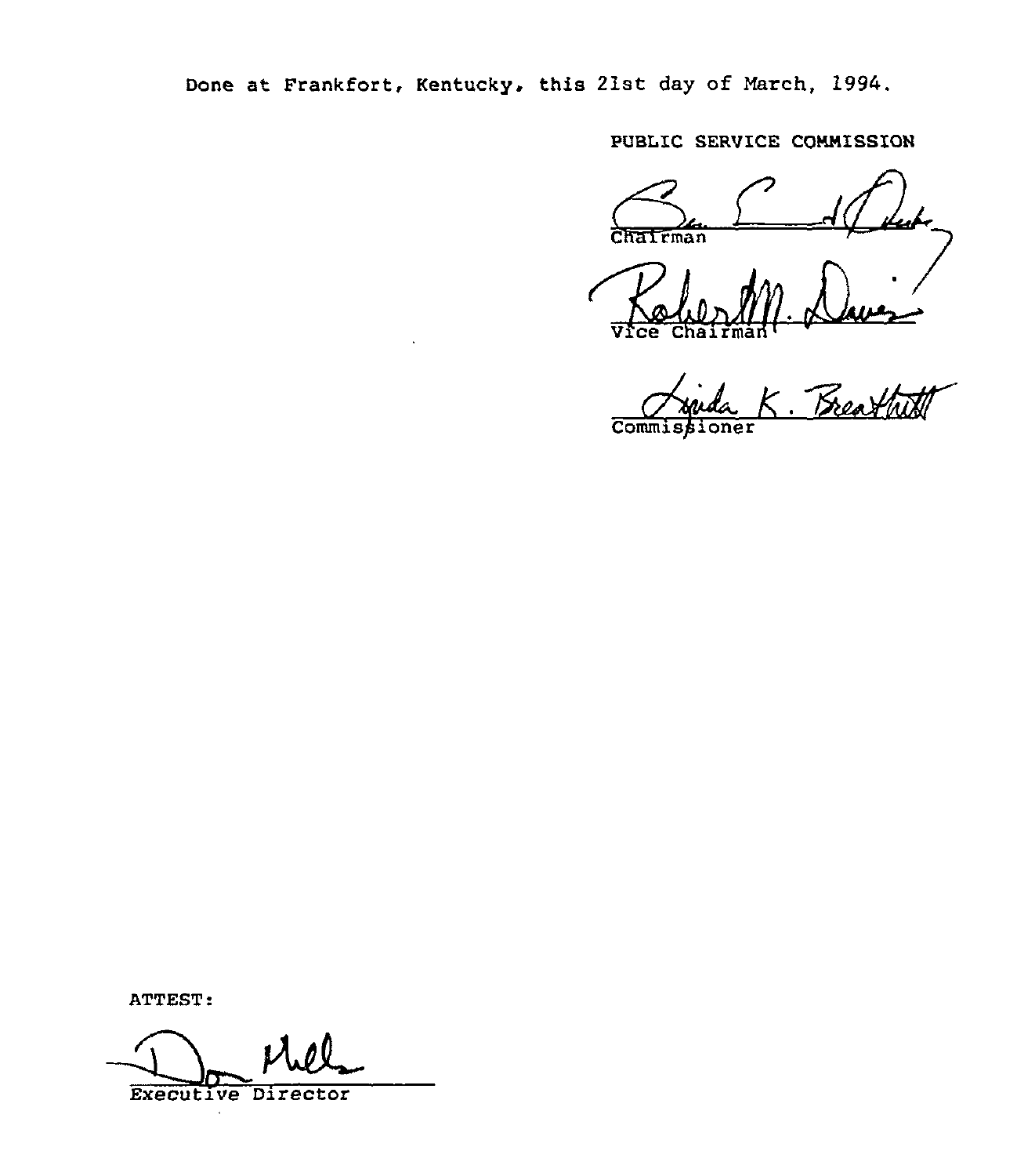Done at Frankfort, Kentucky, this 21st day of March, 1994.

PUBLIC SERVICE COMMISSION

Chairman

Vice Chairman

Commissioner

ATTEST:

Executive Director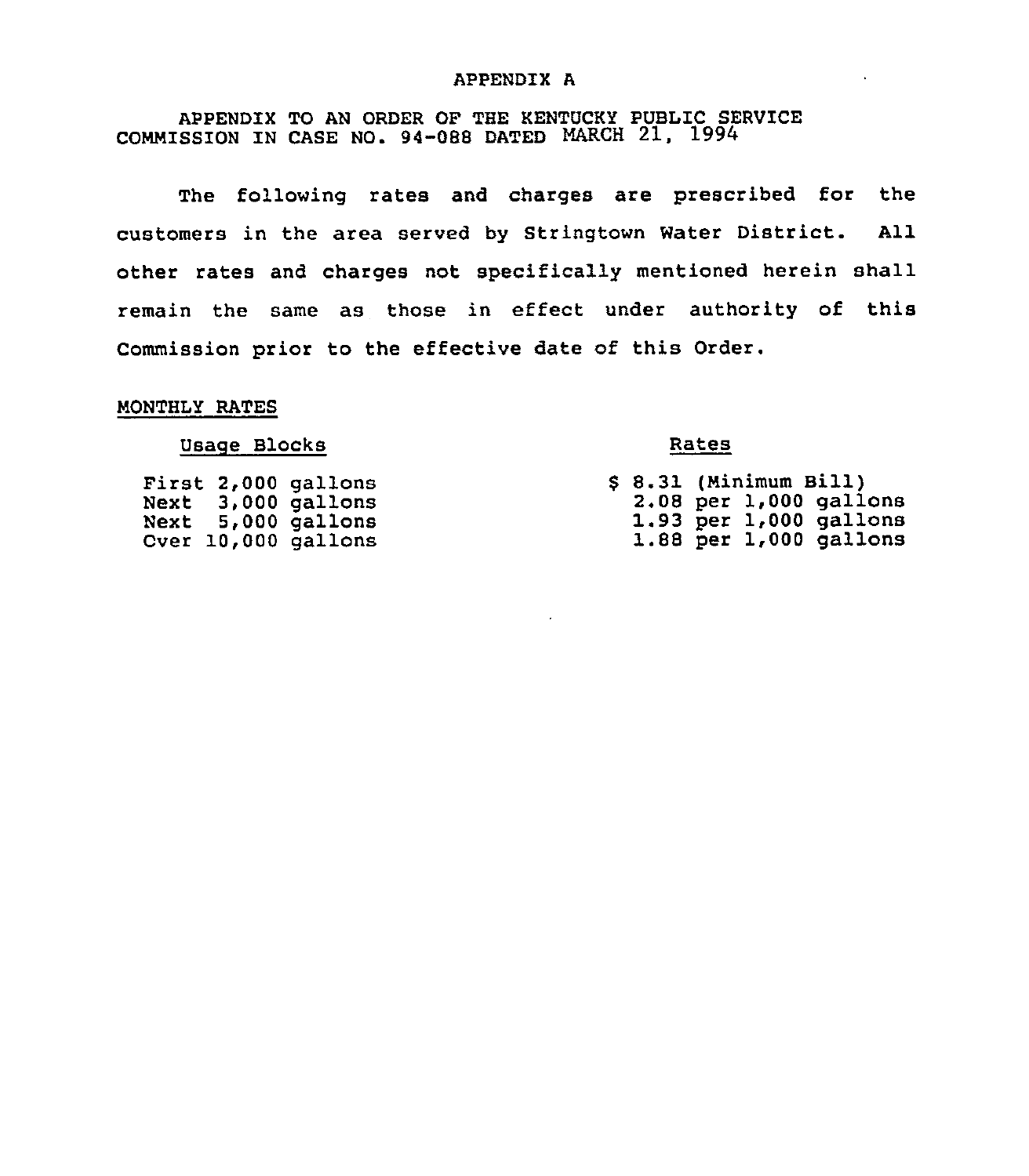# APPENDIX A

APPENDIX TO AN ORDER OF THE KENTUCKY PUBLIC SERVICE COMMISSION IN CASE NO. 94-088 DATED MARCH 21, 1994

The following rates and charges are prescribed for the customers in the area served by Stringtown Water District. All other rates and charges not specifically mentioned herein shall remain the same as those in effect under authority of this Commission prior to the effective date of this Order.

MONTHLY RATES

| Usage Blocks | Rates |
|---|---|
| First 2,000 gallons | $ 8.31 (Minimum Bill) |
| Next 3,000 gallons | 2.08 per 1,000 gallons |
| Next 5,000 gallons | 1.93 per 1,000 gallons |
| Over 10,000 gallons | 1.88 per 1,000 gallons |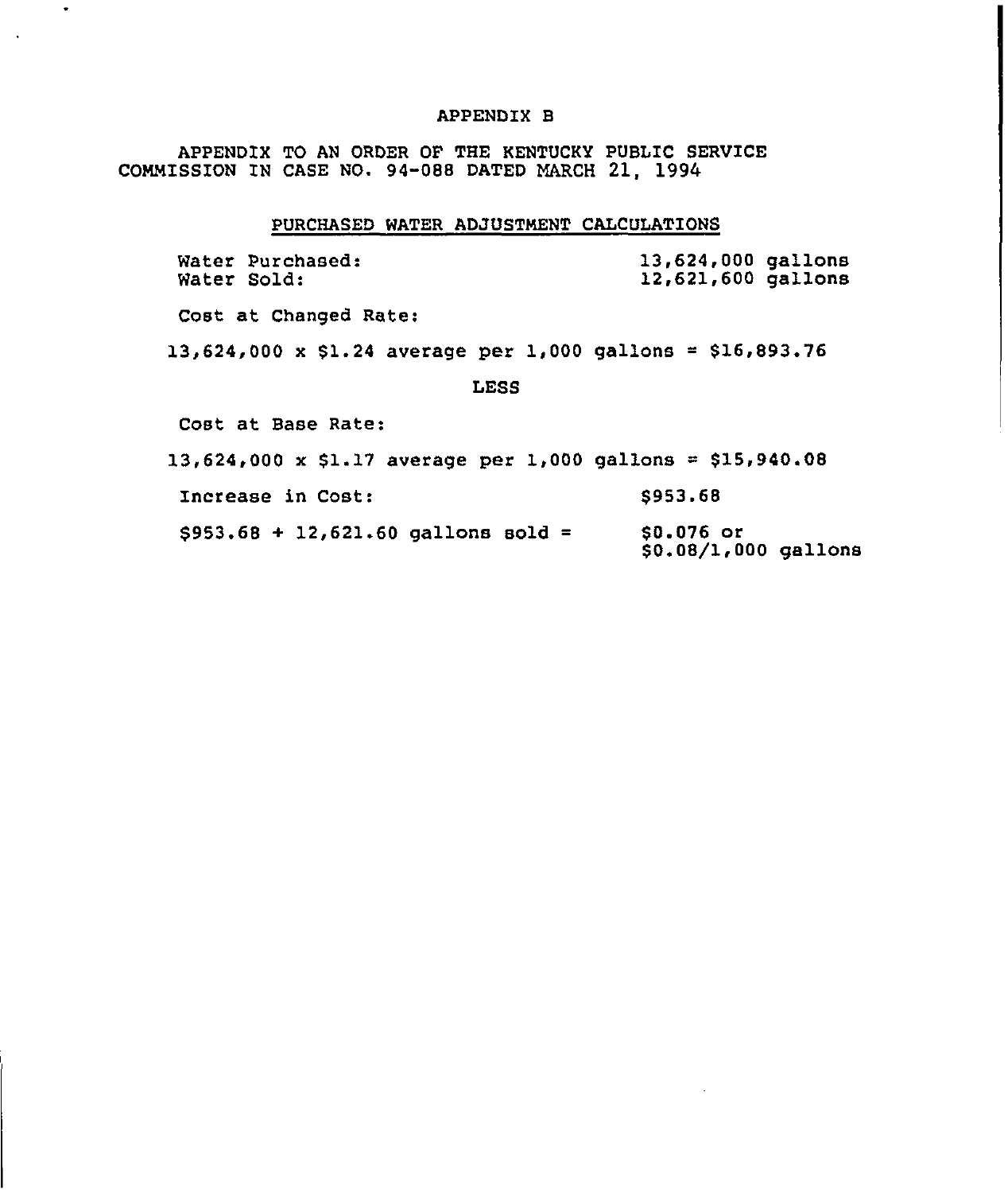APPENDIX B

APPENDIX TO AN ORDER OF THE KENTUCKY PUBLIC SERVICE COMMISSION IN CASE NO. 94-088 DATED MARCH 21, 1994

PURCHASED WATER ADJUSTMENT CALCULATIONS

| | |
|---|---|
| Water Purchased: | 13,624,000 gallons |
| Water Sold: | 12,621,600 gallons |

Cost at Changed Rate:

13,624,000 x $1.24 average per 1,000 gallons = $16,893.76

LESS

Cost at Base Rate:

13,624,000 x $1.17 average per 1,000 gallons = $15,940.08

| | |
|---|---|
| Increase in Cost: | $953.68 |
| $953.68 + 12,621.60 gallons sold = | $0.076 or $0.08/1,000 gallons |